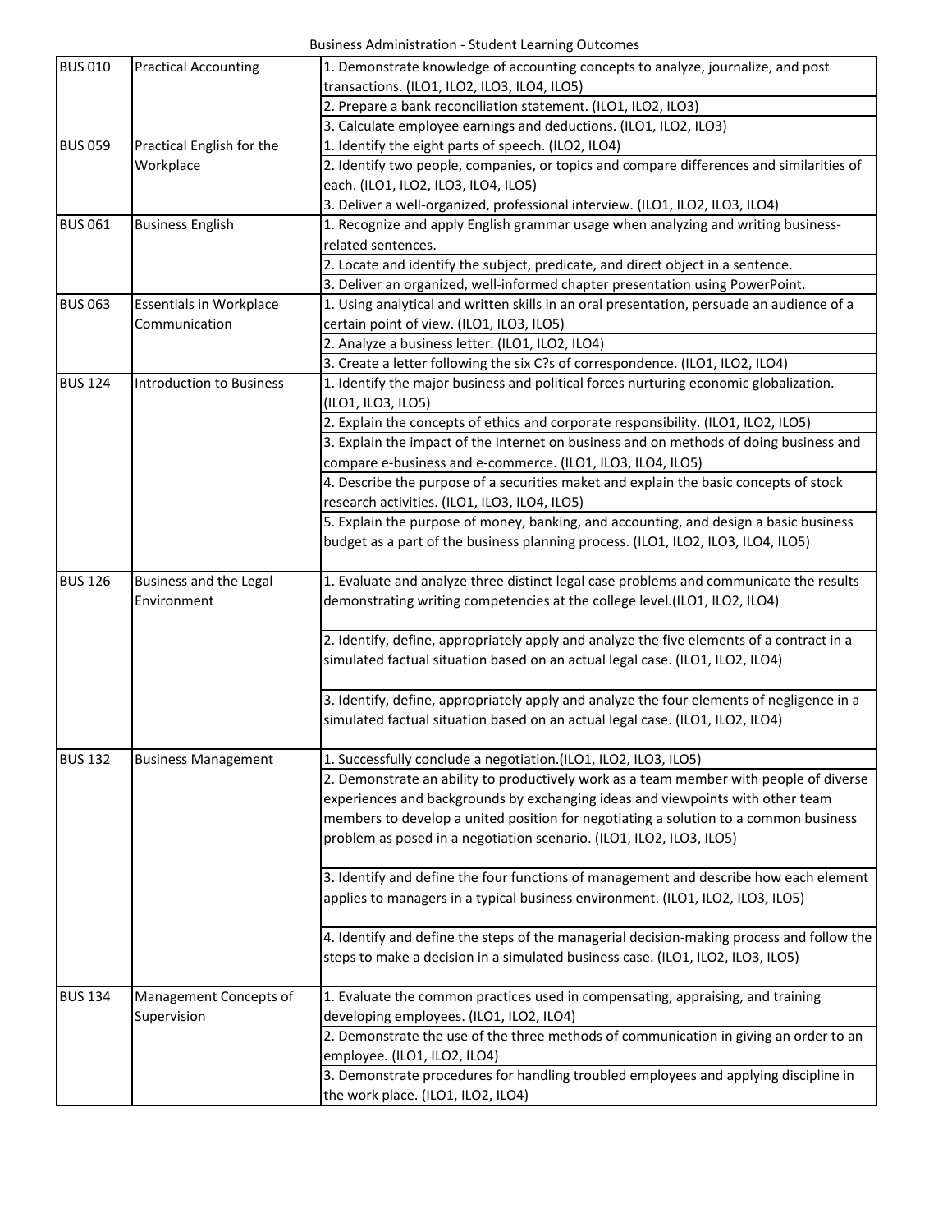Business Administration - Student Learning Outcomes

| Course | Title | Student Learning Outcomes |
|---|---|---|
| BUS 010 | Practical Accounting | 1. Demonstrate knowledge of accounting concepts to analyze, journalize, and post transactions. (ILO1, ILO2, ILO3, ILO4, ILO5) |
| | | 2. Prepare a bank reconciliation statement. (ILO1, ILO2, ILO3) |
| | | 3. Calculate employee earnings and deductions. (ILO1, ILO2, ILO3) |
| BUS 059 | Practical English for the Workplace | 1. Identify the eight parts of speech. (ILO2, ILO4) |
| | | 2. Identify two people, companies, or topics and compare differences and similarities of each. (ILO1, ILO2, ILO3, ILO4, ILO5) |
| | | 3. Deliver a well-organized, professional interview. (ILO1, ILO2, ILO3, ILO4) |
| BUS 061 | Business English | 1. Recognize and apply English grammar usage when analyzing and writing business-related sentences. |
| | | 2. Locate and identify the subject, predicate, and direct object in a sentence. |
| | | 3. Deliver an organized, well-informed chapter presentation using PowerPoint. |
| BUS 063 | Essentials in Workplace Communication | 1. Using analytical and written skills in an oral presentation, persuade an audience of a certain point of view. (ILO1, ILO3, ILO5) |
| | | 2. Analyze a business letter. (ILO1, ILO2, ILO4) |
| | | 3. Create a letter following the six C?s of correspondence. (ILO1, ILO2, ILO4) |
| BUS 124 | Introduction to Business | 1. Identify the major business and political forces nurturing economic globalization. (ILO1, ILO3, ILO5) |
| | | 2. Explain the concepts of ethics and corporate responsibility. (ILO1, ILO2, ILO5) |
| | | 3. Explain the impact of the Internet on business and on methods of doing business and compare e-business and e-commerce. (ILO1, ILO3, ILO4, ILO5) |
| | | 4. Describe the purpose of a securities maket and explain the basic concepts of stock research activities. (ILO1, ILO3, ILO4, ILO5) |
| | | 5. Explain the purpose of money, banking, and accounting, and design a basic business budget as a part of the business planning process. (ILO1, ILO2, ILO3, ILO4, ILO5) |
| BUS 126 | Business and the Legal Environment | 1. Evaluate and analyze three distinct legal case problems and communicate the results demonstrating writing competencies at the college level.(ILO1, ILO2, ILO4) |
| | | 2. Identify, define, appropriately apply and analyze the five elements of a contract in a simulated factual situation based on an actual legal case. (ILO1, ILO2, ILO4) |
| | | 3. Identify, define, appropriately apply and analyze the four elements of negligence in a simulated factual situation based on an actual legal case. (ILO1, ILO2, ILO4) |
| BUS 132 | Business Management | 1. Successfully conclude a negotiation.(ILO1, ILO2, ILO3, ILO5) |
| | | 2. Demonstrate an ability to productively work as a team member with people of diverse experiences and backgrounds by exchanging ideas and viewpoints with other team members to develop a united position for negotiating a solution to a common business problem as posed in a negotiation scenario. (ILO1, ILO2, ILO3, ILO5) |
| | | 3. Identify and define the four functions of management and describe how each element applies to managers in a typical business environment. (ILO1, ILO2, ILO3, ILO5) |
| | | 4. Identify and define the steps of the managerial decision-making process and follow the steps to make a decision in a simulated business case. (ILO1, ILO2, ILO3, ILO5) |
| BUS 134 | Management Concepts of Supervision | 1. Evaluate the common practices used in compensating, appraising, and training developing employees. (ILO1, ILO2, ILO4) |
| | | 2. Demonstrate the use of the three methods of communication in giving an order to an employee. (ILO1, ILO2, ILO4) |
| | | 3. Demonstrate procedures for handling troubled employees and applying discipline in the work place. (ILO1, ILO2, ILO4) |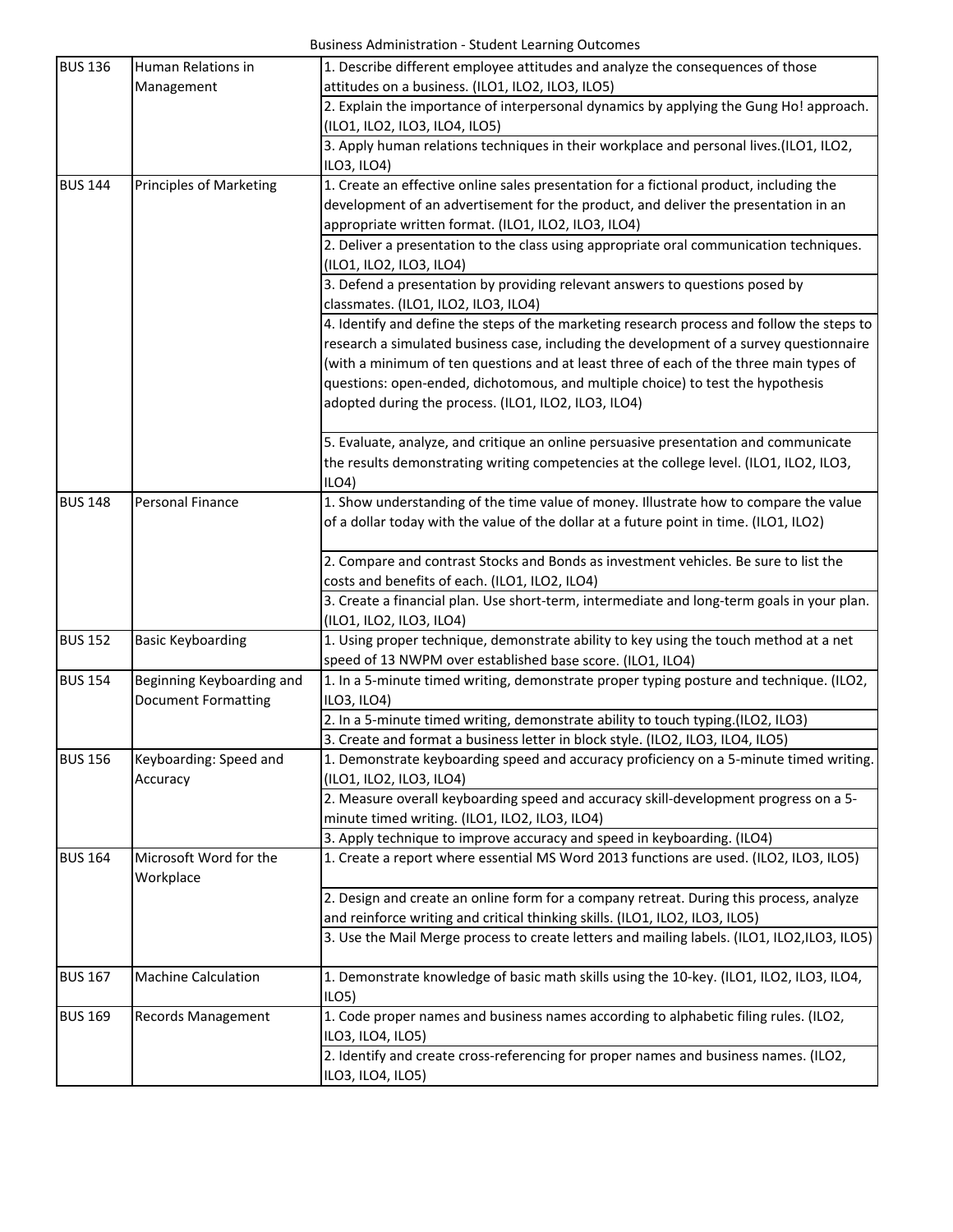Business Administration - Student Learning Outcomes

| Course | Title | Student Learning Outcomes |
|---|---|---|
| BUS 136 | Human Relations in Management | 1. Describe different employee attitudes and analyze the consequences of those attitudes on a business. (ILO1, ILO2, ILO3, ILO5) |
| | | 2. Explain the importance of interpersonal dynamics by applying the Gung Ho! approach. (ILO1, ILO2, ILO3, ILO4, ILO5) |
| | | 3. Apply human relations techniques in their workplace and personal lives.(ILO1, ILO2, ILO3, ILO4) |
| BUS 144 | Principles of Marketing | 1. Create an effective online sales presentation for a fictional product, including the development of an advertisement for the product, and deliver the presentation in an appropriate written format. (ILO1, ILO2, ILO3, ILO4) |
| | | 2. Deliver a presentation to the class using appropriate oral communication techniques. (ILO1, ILO2, ILO3, ILO4) |
| | | 3. Defend a presentation by providing relevant answers to questions posed by classmates. (ILO1, ILO2, ILO3, ILO4) |
| | | 4. Identify and define the steps of the marketing research process and follow the steps to research a simulated business case, including the development of a survey questionnaire (with a minimum of ten questions and at least three of each of the three main types of questions: open-ended, dichotomous, and multiple choice) to test the hypothesis adopted during the process. (ILO1, ILO2, ILO3, ILO4) |
| | | 5. Evaluate, analyze, and critique an online persuasive presentation and communicate the results demonstrating writing competencies at the college level. (ILO1, ILO2, ILO3, ILO4) |
| BUS 148 | Personal Finance | 1. Show understanding of the time value of money. Illustrate how to compare the value of a dollar today with the value of the dollar at a future point in time. (ILO1, ILO2) |
| | | 2. Compare and contrast Stocks and Bonds as investment vehicles. Be sure to list the costs and benefits of each. (ILO1, ILO2, ILO4) |
| | | 3. Create a financial plan. Use short-term, intermediate and long-term goals in your plan. (ILO1, ILO2, ILO3, ILO4) |
| BUS 152 | Basic Keyboarding | 1. Using proper technique, demonstrate ability to key using the touch method at a net speed of 13 NWPM over established base score. (ILO1, ILO4) |
| BUS 154 | Beginning Keyboarding and Document Formatting | 1. In a 5-minute timed writing, demonstrate proper typing posture and technique. (ILO2, ILO3, ILO4) |
| | | 2. In a 5-minute timed writing, demonstrate ability to touch typing.(ILO2, ILO3) |
| | | 3. Create and format a business letter in block style. (ILO2, ILO3, ILO4, ILO5) |
| BUS 156 | Keyboarding: Speed and Accuracy | 1. Demonstrate keyboarding speed and accuracy proficiency on a 5-minute timed writing. (ILO1, ILO2, ILO3, ILO4) |
| | | 2. Measure overall keyboarding speed and accuracy skill-development progress on a 5-minute timed writing. (ILO1, ILO2, ILO3, ILO4) |
| | | 3. Apply technique to improve accuracy and speed in keyboarding. (ILO4) |
| BUS 164 | Microsoft Word for the Workplace | 1. Create a report where essential MS Word 2013 functions are used. (ILO2, ILO3, ILO5) |
| | | 2. Design and create an online form for a company retreat. During this process, analyze and reinforce writing and critical thinking skills. (ILO1, ILO2, ILO3, ILO5) |
| | | 3. Use the Mail Merge process to create letters and mailing labels. (ILO1, ILO2,ILO3, ILO5) |
| BUS 167 | Machine Calculation | 1. Demonstrate knowledge of basic math skills using the 10-key. (ILO1, ILO2, ILO3, ILO4, ILO5) |
| BUS 169 | Records Management | 1. Code proper names and business names according to alphabetic filing rules. (ILO2, ILO3, ILO4, ILO5) |
| | | 2. Identify and create cross-referencing for proper names and business names. (ILO2, ILO3, ILO4, ILO5) |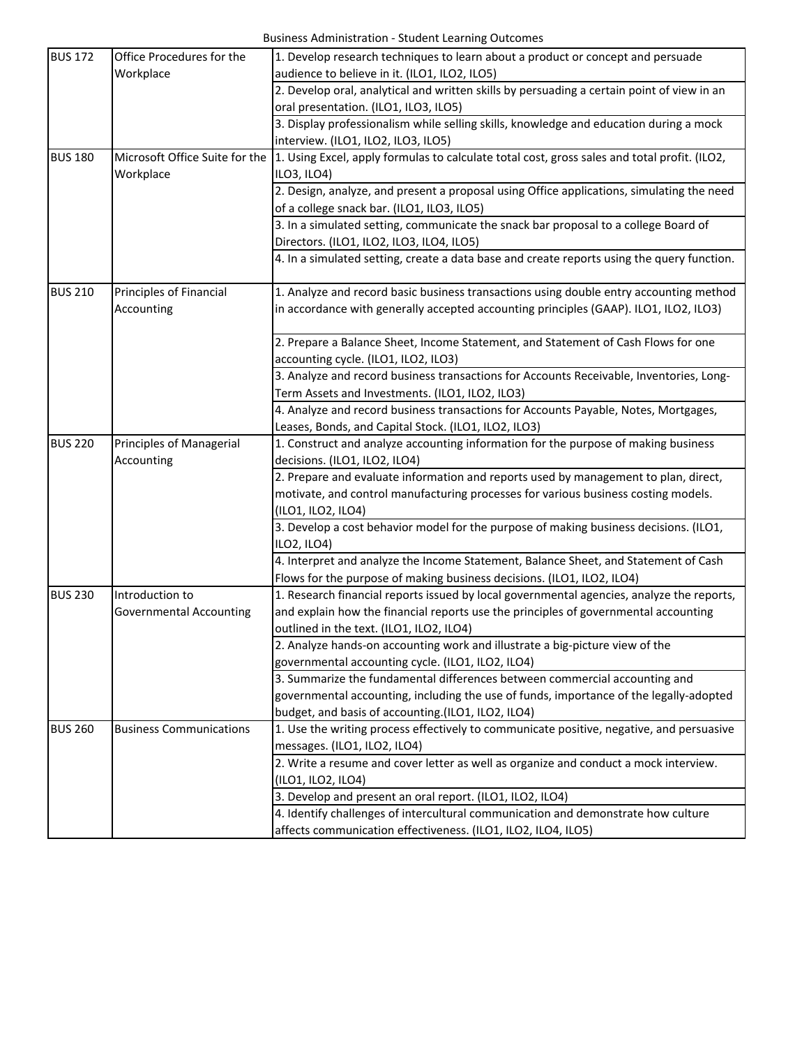| | | |
|---|---|---|
| BUS 172 | Office Procedures for the Workplace | 1. Develop research techniques to learn about a product or concept and persuade audience to believe in it. (ILO1, ILO2, ILO5) |
| | | 2. Develop oral, analytical and written skills by persuading a certain point of view in an oral presentation. (ILO1, ILO3, ILO5) |
| | | 3. Display professionalism while selling skills, knowledge and education during a mock interview. (ILO1, ILO2, ILO3, ILO5) |
| BUS 180 | Microsoft Office Suite for the Workplace | 1. Using Excel, apply formulas to calculate total cost, gross sales and total profit. (ILO2, ILO3, ILO4) |
| | | 2. Design, analyze, and present a proposal using Office applications, simulating the need of a college snack bar. (ILO1, ILO3, ILO5) |
| | | 3. In a simulated setting, communicate the snack bar proposal to a college Board of Directors. (ILO1, ILO2, ILO3, ILO4, ILO5) |
| | | 4. In a simulated setting, create a data base and create reports using the query function. |
| BUS 210 | Principles of Financial Accounting | 1. Analyze and record basic business transactions using double entry accounting method in accordance with generally accepted accounting principles (GAAP). ILO1, ILO2, ILO3) |
| | | 2. Prepare a Balance Sheet, Income Statement, and Statement of Cash Flows for one accounting cycle. (ILO1, ILO2, ILO3) |
| | | 3. Analyze and record business transactions for Accounts Receivable, Inventories, Long-Term Assets and Investments. (ILO1, ILO2, ILO3) |
| | | 4. Analyze and record business transactions for Accounts Payable, Notes, Mortgages, Leases, Bonds, and Capital Stock. (ILO1, ILO2, ILO3) |
| BUS 220 | Principles of Managerial Accounting | 1. Construct and analyze accounting information for the purpose of making business decisions. (ILO1, ILO2, ILO4) |
| | | 2. Prepare and evaluate information and reports used by management to plan, direct, motivate, and control manufacturing processes for various business costing models. (ILO1, ILO2, ILO4) |
| | | 3. Develop a cost behavior model for the purpose of making business decisions. (ILO1, ILO2, ILO4) |
| | | 4. Interpret and analyze the Income Statement, Balance Sheet, and Statement of Cash Flows for the purpose of making business decisions. (ILO1, ILO2, ILO4) |
| BUS 230 | Introduction to Governmental Accounting | 1. Research financial reports issued by local governmental agencies, analyze the reports, and explain how the financial reports use the principles of governmental accounting outlined in the text. (ILO1, ILO2, ILO4) |
| | | 2. Analyze hands-on accounting work and illustrate a big-picture view of the governmental accounting cycle. (ILO1, ILO2, ILO4) |
| | | 3. Summarize the fundamental differences between commercial accounting and governmental accounting, including the use of funds, importance of the legally-adopted budget, and basis of accounting.(ILO1, ILO2, ILO4) |
| BUS 260 | Business Communications | 1. Use the writing process effectively to communicate positive, negative, and persuasive messages. (ILO1, ILO2, ILO4) |
| | | 2. Write a resume and cover letter as well as organize and conduct a mock interview. (ILO1, ILO2, ILO4) |
| | | 3. Develop and present an oral report. (ILO1, ILO2, ILO4) |
| | | 4. Identify challenges of intercultural communication and demonstrate how culture affects communication effectiveness. (ILO1, ILO2, ILO4, ILO5) |